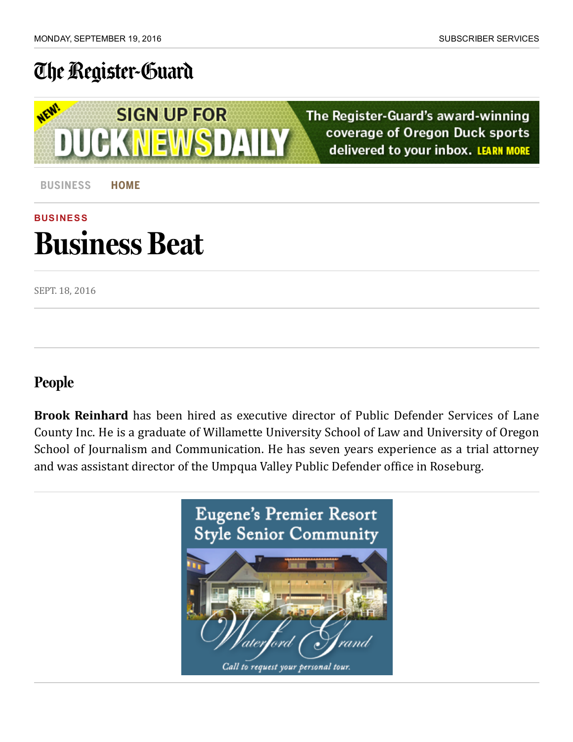BUSINESS

# Business Beat

SEPT. 18, 2016

## People

**Brook Reinhard** has been hired as executive director of Public Defender Services of Lane County Inc. He is a graduate of Willamette University School of Law and University of Oregon School of Journalism and Communication. He has seven years experience as a trial attorney and was assistant director of the Umpqua Valley Public Defender office in Roseburg.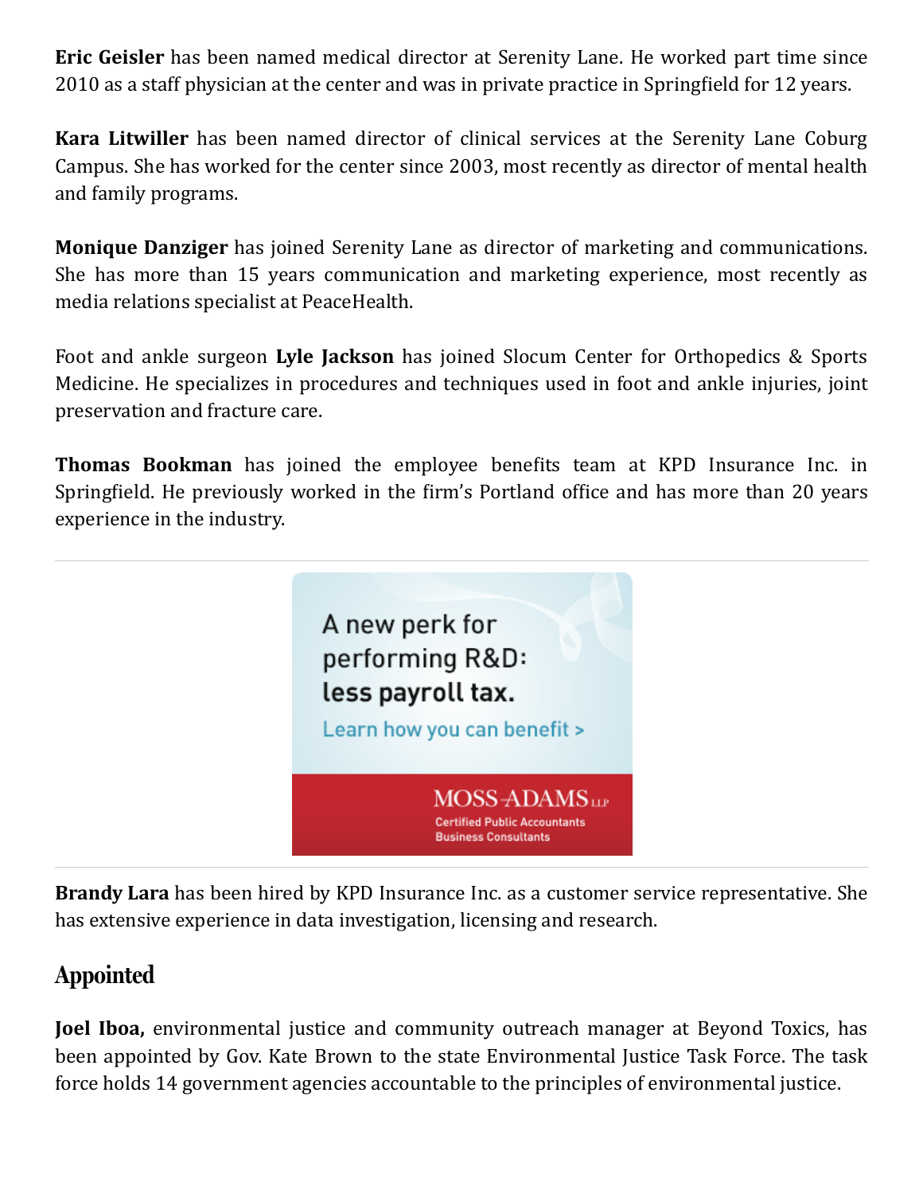**Eric Geisler** has been named medical director at Serenity Lane. He worked part time since 2010 as a staff physician at the center and was in private practice in Springfield for 12 years.

**Kara Litwiller** has been named director of clinical services at the Serenity Lane Coburg Campus. She has worked for the center since 2003, most recently as director of mental health and family programs.

**Monique Danziger** has joined Serenity Lane as director of marketing and communications. She has more than 15 years communication and marketing experience, most recently as media relations specialist at PeaceHealth.

Foot and ankle surgeon **Lyle Jackson** has joined Slocum Center for Orthopedics & Sports Medicine. He specializes in procedures and techniques used in foot and ankle injuries, joint preservation and fracture care.

**Thomas Bookman** has joined the employee benefits team at KPD Insurance Inc. in Springfield. He previously worked in the firm's Portland office and has more than 20 years experience in the industry.

A new perk for performing R&D: **less payroll tax.**

Learn how you can benefit >

MOSS ADAMS LLP
Certified Public Accountants
Business Consultants

**Brandy Lara** has been hired by KPD Insurance Inc. as a customer service representative. She has extensive experience in data investigation, licensing and research.

## Appointed

**Joel Iboa,** environmental justice and community outreach manager at Beyond Toxics, has been appointed by Gov. Kate Brown to the state Environmental Justice Task Force. The task force holds 14 government agencies accountable to the principles of environmental justice.